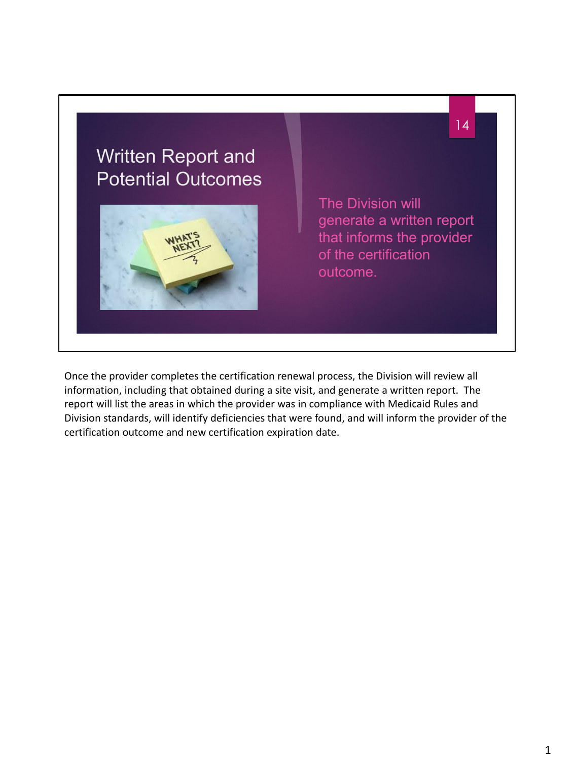## Written Report and Potential Outcomes

The Division will generate a written report that informs the provider of the certification outcome.

Once the provider completes the certification renewal process, the Division will review all information, including that obtained during a site visit, and generate a written report. The report will list the areas in which the provider was in compliance with Medicaid Rules and Division standards, will identify deficiencies that were found, and will inform the provider of the certification outcome and new certification expiration date.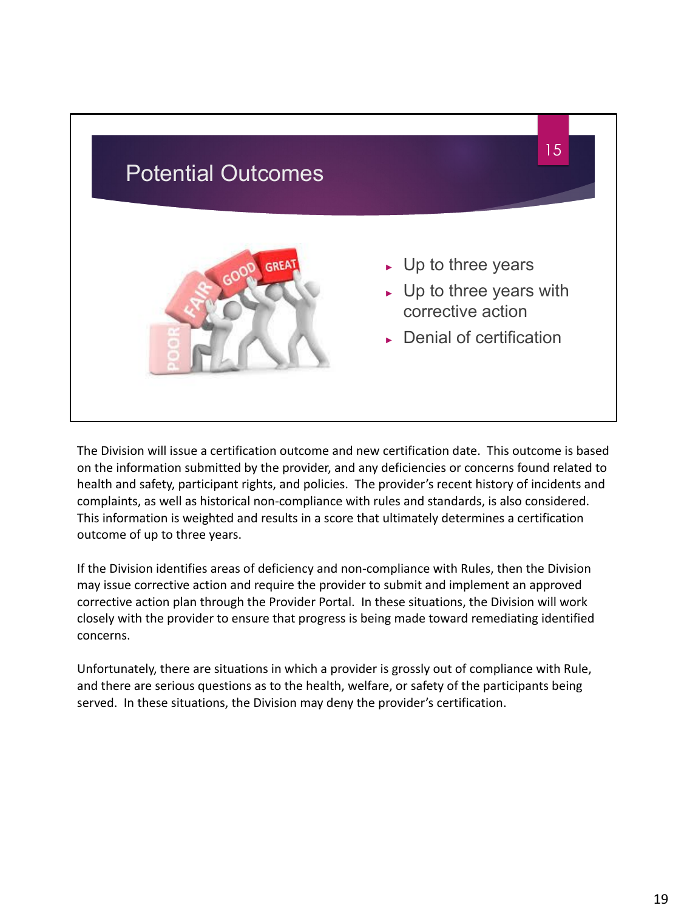## Potential Outcomes

- Up to three years
- Up to three years with corrective action
- Denial of certification

The Division will issue a certification outcome and new certification date. This outcome is based on the information submitted by the provider, and any deficiencies or concerns found related to health and safety, participant rights, and policies. The provider's recent history of incidents and complaints, as well as historical non-compliance with rules and standards, is also considered. This information is weighted and results in a score that ultimately determines a certification outcome of up to three years.

If the Division identifies areas of deficiency and non-compliance with Rules, then the Division may issue corrective action and require the provider to submit and implement an approved corrective action plan through the Provider Portal. In these situations, the Division will work closely with the provider to ensure that progress is being made toward remediating identified concerns.

Unfortunately, there are situations in which a provider is grossly out of compliance with Rule, and there are serious questions as to the health, welfare, or safety of the participants being served. In these situations, the Division may deny the provider's certification.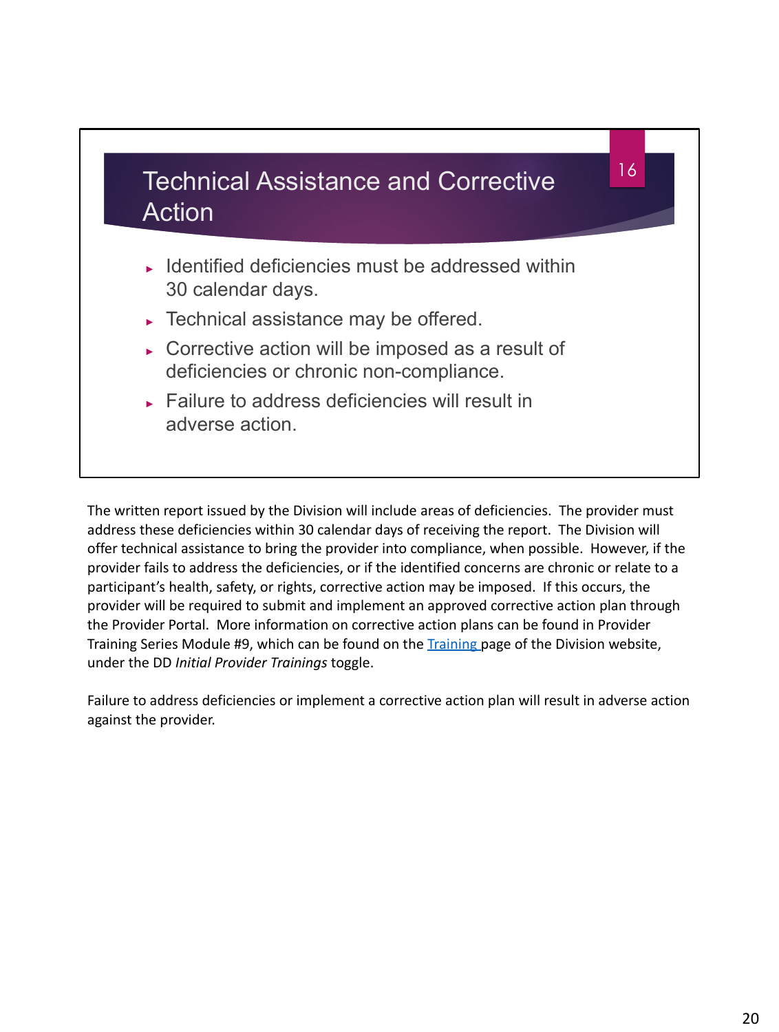## Technical Assistance and Corrective Action

16

- Identified deficiencies must be addressed within 30 calendar days.
- Technical assistance may be offered.
- Corrective action will be imposed as a result of deficiencies or chronic non-compliance.
- Failure to address deficiencies will result in adverse action.

The written report issued by the Division will include areas of deficiencies. The provider must address these deficiencies within 30 calendar days of receiving the report. The Division will offer technical assistance to bring the provider into compliance, when possible. However, if the provider fails to address the deficiencies, or if the identified concerns are chronic or relate to a participant's health, safety, or rights, corrective action may be imposed. If this occurs, the provider will be required to submit and implement an approved corrective action plan through the Provider Portal. More information on corrective action plans can be found in Provider Training Series Module #9, which can be found on the Training page of the Division website, under the DD *Initial Provider Trainings* toggle.

Failure to address deficiencies or implement a corrective action plan will result in adverse action against the provider.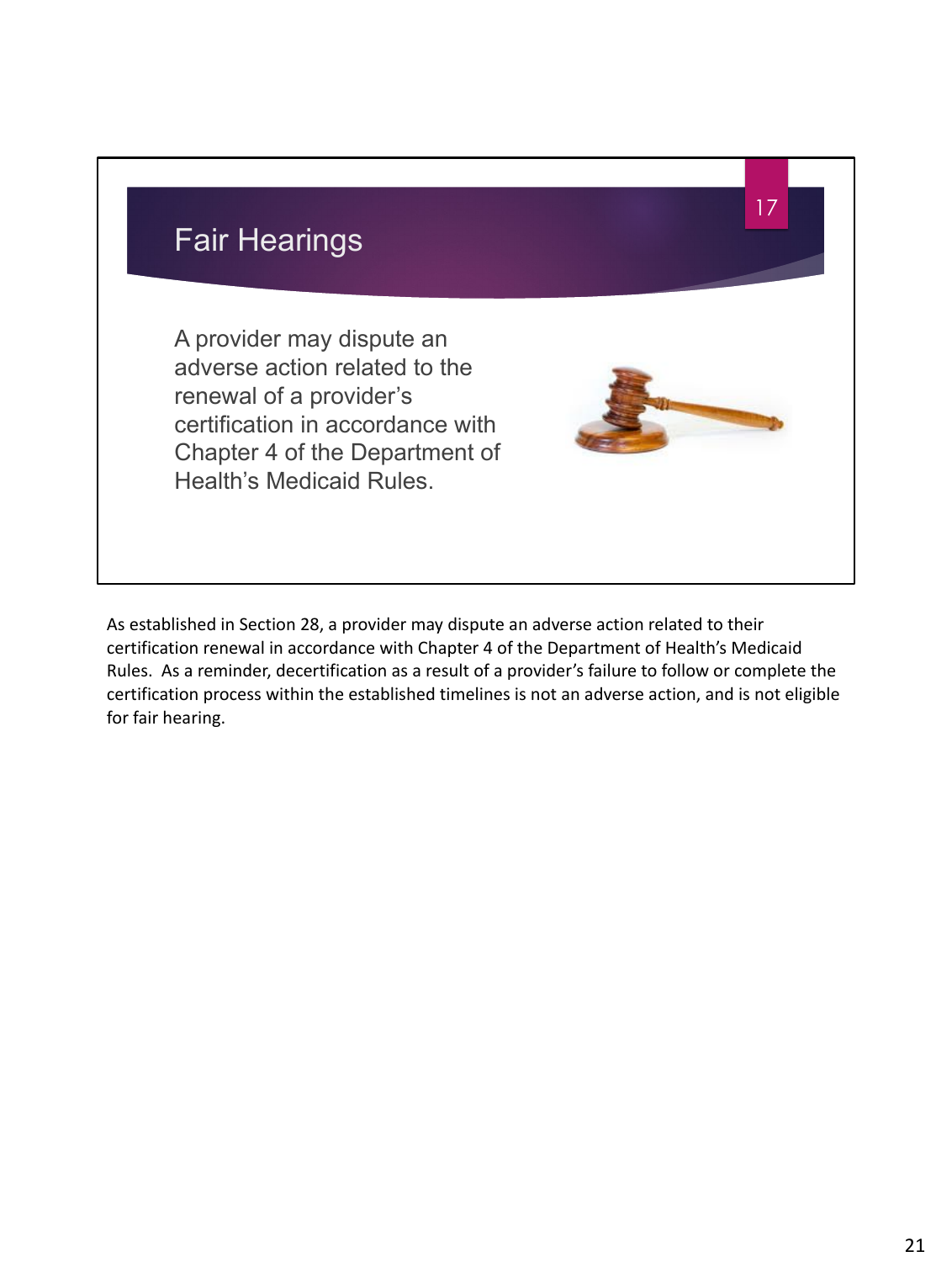## Fair Hearings

A provider may dispute an adverse action related to the renewal of a provider's certification in accordance with Chapter 4 of the Department of Health's Medicaid Rules.

As established in Section 28, a provider may dispute an adverse action related to their certification renewal in accordance with Chapter 4 of the Department of Health's Medicaid Rules. As a reminder, decertification as a result of a provider's failure to follow or complete the certification process within the established timelines is not an adverse action, and is not eligible for fair hearing.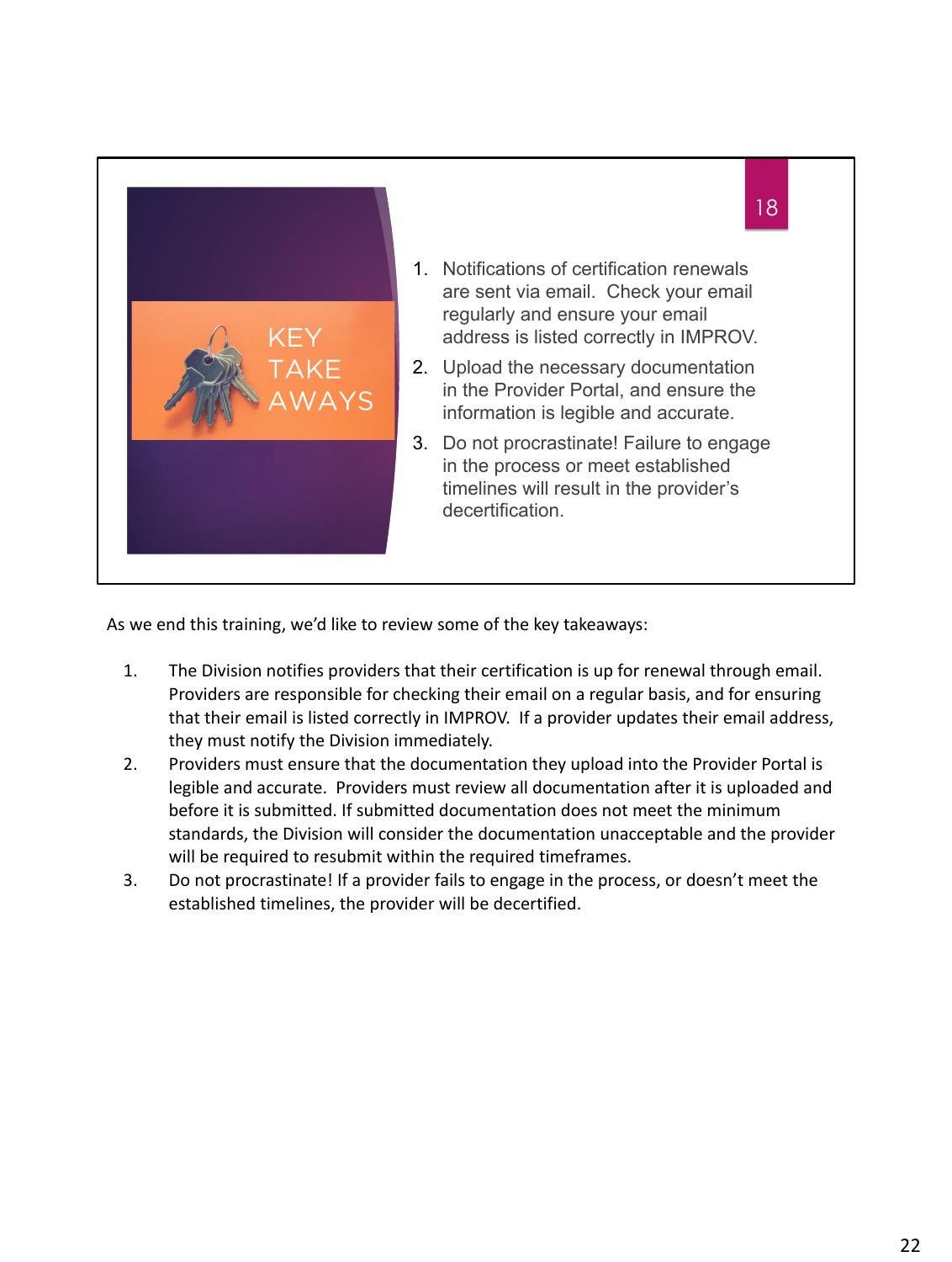## KEY TAKE AWAYS

1. Notifications of certification renewals are sent via email. Check your email regularly and ensure your email address is listed correctly in IMPROV.
2. Upload the necessary documentation in the Provider Portal, and ensure the information is legible and accurate.
3. Do not procrastinate! Failure to engage in the process or meet established timelines will result in the provider's decertification.

As we end this training, we'd like to review some of the key takeaways:

1. The Division notifies providers that their certification is up for renewal through email. Providers are responsible for checking their email on a regular basis, and for ensuring that their email is listed correctly in IMPROV. If a provider updates their email address, they must notify the Division immediately.
2. Providers must ensure that the documentation they upload into the Provider Portal is legible and accurate. Providers must review all documentation after it is uploaded and before it is submitted. If submitted documentation does not meet the minimum standards, the Division will consider the documentation unacceptable and the provider will be required to resubmit within the required timeframes.
3. Do not procrastinate! If a provider fails to engage in the process, or doesn't meet the established timelines, the provider will be decertified.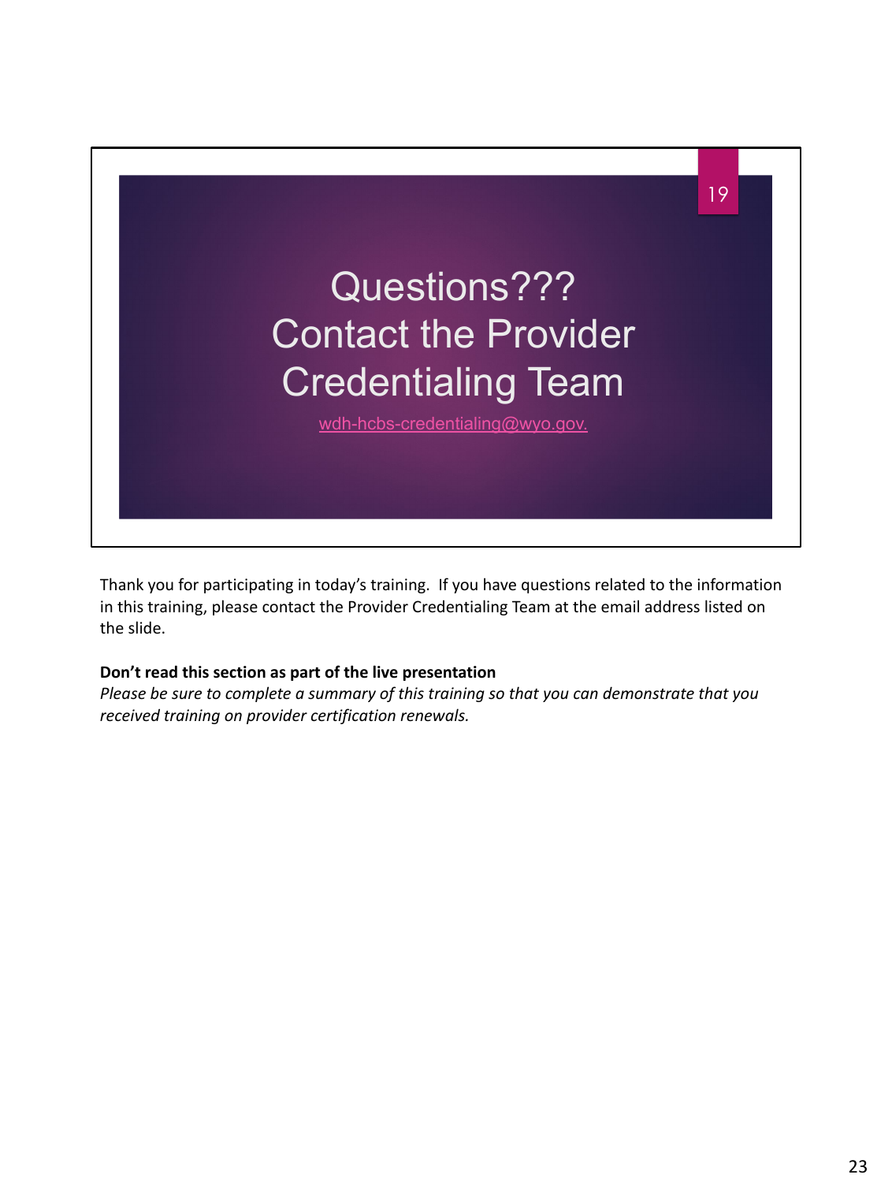19

# Questions???
# Contact the Provider Credentialing Team

wdh-hcbs-credentialing@wyo.gov.

Thank you for participating in today's training. If you have questions related to the information in this training, please contact the Provider Credentialing Team at the email address listed on the slide.

**Don't read this section as part of the live presentation**

*Please be sure to complete a summary of this training so that you can demonstrate that you received training on provider certification renewals.*